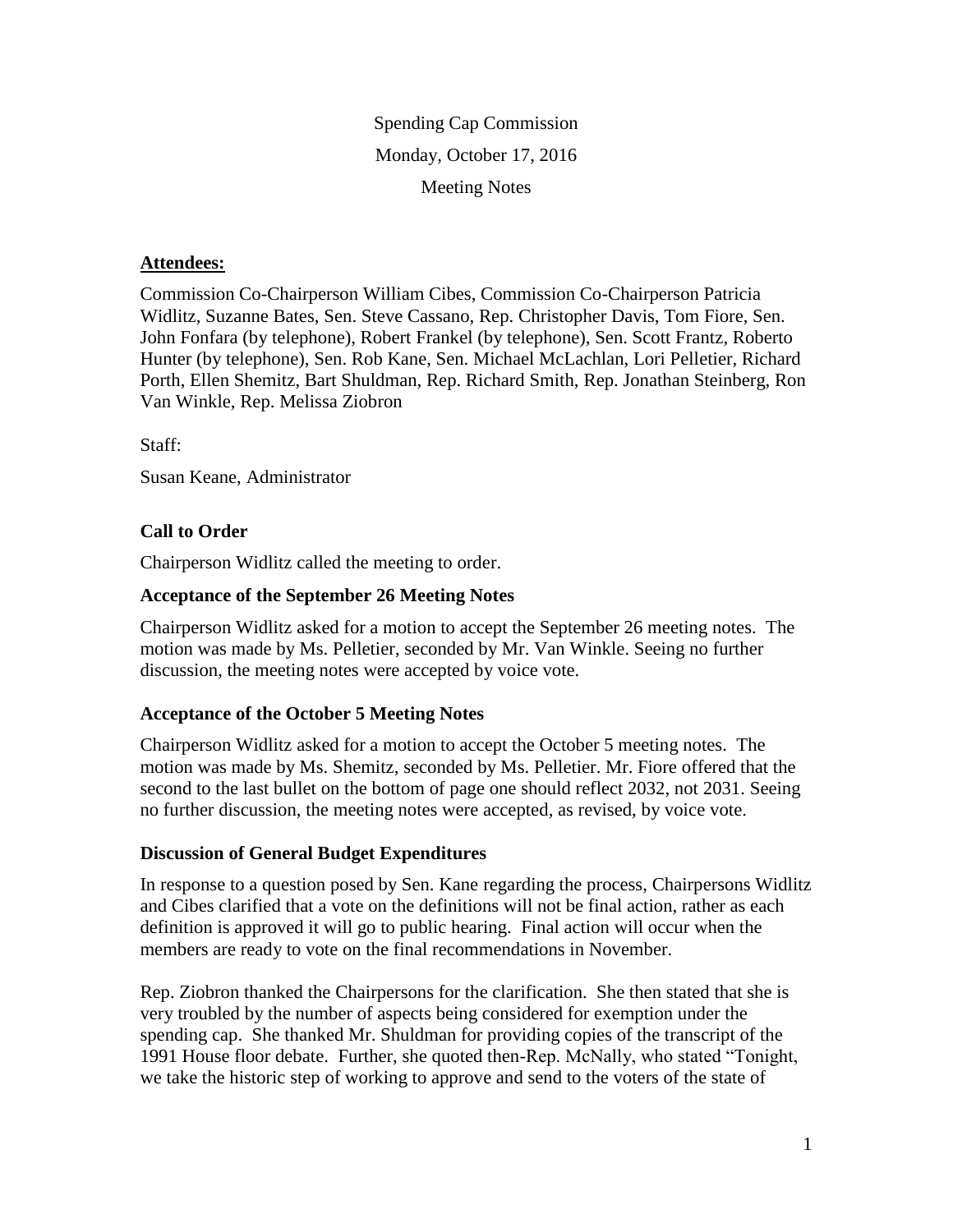Spending Cap Commission

Monday, October 17, 2016

Meeting Notes

**Attendees:**

Commission Co-Chairperson William Cibes, Commission Co-Chairperson Patricia Widlitz, Suzanne Bates, Sen. Steve Cassano, Rep. Christopher Davis, Tom Fiore, Sen. John Fonfara (by telephone), Robert Frankel (by telephone), Sen. Scott Frantz, Roberto Hunter (by telephone), Sen. Rob Kane, Sen. Michael McLachlan, Lori Pelletier, Richard Porth, Ellen Shemitz, Bart Shuldman, Rep. Richard Smith, Rep. Jonathan Steinberg, Ron Van Winkle, Rep. Melissa Ziobron

Staff:

Susan Keane, Administrator

### Call to Order

Chairperson Widlitz called the meeting to order.

### Acceptance of the September 26 Meeting Notes

Chairperson Widlitz asked for a motion to accept the September 26 meeting notes. The motion was made by Ms. Pelletier, seconded by Mr. Van Winkle. Seeing no further discussion, the meeting notes were accepted by voice vote.

### Acceptance of the October 5 Meeting Notes

Chairperson Widlitz asked for a motion to accept the October 5 meeting notes. The motion was made by Ms. Shemitz, seconded by Ms. Pelletier. Mr. Fiore offered that the second to the last bullet on the bottom of page one should reflect 2032, not 2031. Seeing no further discussion, the meeting notes were accepted, as revised, by voice vote.

### Discussion of General Budget Expenditures

In response to a question posed by Sen. Kane regarding the process, Chairpersons Widlitz and Cibes clarified that a vote on the definitions will not be final action, rather as each definition is approved it will go to public hearing. Final action will occur when the members are ready to vote on the final recommendations in November.

Rep. Ziobron thanked the Chairpersons for the clarification. She then stated that she is very troubled by the number of aspects being considered for exemption under the spending cap. She thanked Mr. Shuldman for providing copies of the transcript of the 1991 House floor debate. Further, she quoted then-Rep. McNally, who stated "Tonight, we take the historic step of working to approve and send to the voters of the state of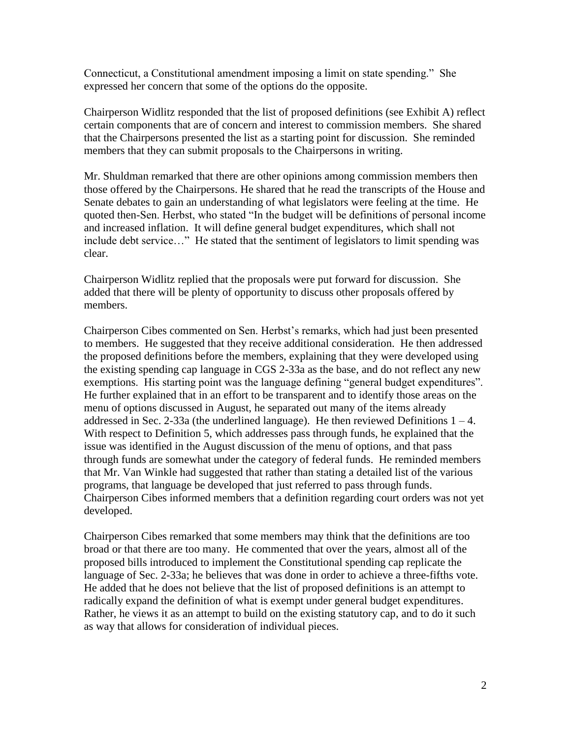Connecticut, a Constitutional amendment imposing a limit on state spending." She expressed her concern that some of the options do the opposite.

Chairperson Widlitz responded that the list of proposed definitions (see Exhibit A) reflect certain components that are of concern and interest to commission members. She shared that the Chairpersons presented the list as a starting point for discussion. She reminded members that they can submit proposals to the Chairpersons in writing.

Mr. Shuldman remarked that there are other opinions among commission members then those offered by the Chairpersons. He shared that he read the transcripts of the House and Senate debates to gain an understanding of what legislators were feeling at the time. He quoted then-Sen. Herbst, who stated "In the budget will be definitions of personal income and increased inflation. It will define general budget expenditures, which shall not include debt service…" He stated that the sentiment of legislators to limit spending was clear.

Chairperson Widlitz replied that the proposals were put forward for discussion. She added that there will be plenty of opportunity to discuss other proposals offered by members.

Chairperson Cibes commented on Sen. Herbst's remarks, which had just been presented to members. He suggested that they receive additional consideration. He then addressed the proposed definitions before the members, explaining that they were developed using the existing spending cap language in CGS 2-33a as the base, and do not reflect any new exemptions. His starting point was the language defining "general budget expenditures". He further explained that in an effort to be transparent and to identify those areas on the menu of options discussed in August, he separated out many of the items already addressed in Sec. 2-33a (the underlined language). He then reviewed Definitions 1 – 4. With respect to Definition 5, which addresses pass through funds, he explained that the issue was identified in the August discussion of the menu of options, and that pass through funds are somewhat under the category of federal funds. He reminded members that Mr. Van Winkle had suggested that rather than stating a detailed list of the various programs, that language be developed that just referred to pass through funds. Chairperson Cibes informed members that a definition regarding court orders was not yet developed.

Chairperson Cibes remarked that some members may think that the definitions are too broad or that there are too many. He commented that over the years, almost all of the proposed bills introduced to implement the Constitutional spending cap replicate the language of Sec. 2-33a; he believes that was done in order to achieve a three-fifths vote. He added that he does not believe that the list of proposed definitions is an attempt to radically expand the definition of what is exempt under general budget expenditures. Rather, he views it as an attempt to build on the existing statutory cap, and to do it such as way that allows for consideration of individual pieces.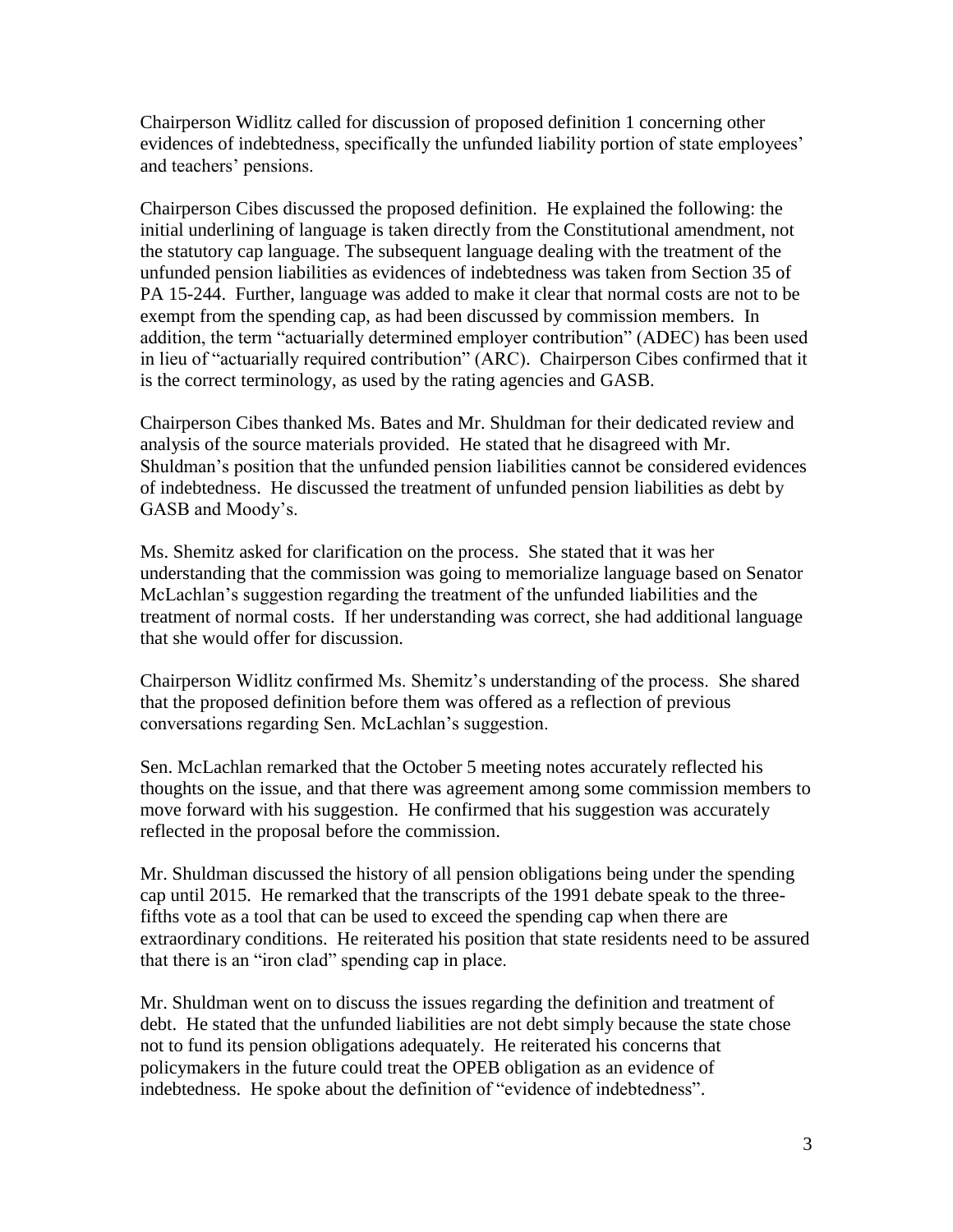Chairperson Widlitz called for discussion of proposed definition 1 concerning other evidences of indebtedness, specifically the unfunded liability portion of state employees' and teachers' pensions.

Chairperson Cibes discussed the proposed definition. He explained the following: the initial underlining of language is taken directly from the Constitutional amendment, not the statutory cap language. The subsequent language dealing with the treatment of the unfunded pension liabilities as evidences of indebtedness was taken from Section 35 of PA 15-244. Further, language was added to make it clear that normal costs are not to be exempt from the spending cap, as had been discussed by commission members. In addition, the term "actuarially determined employer contribution" (ADEC) has been used in lieu of "actuarially required contribution" (ARC). Chairperson Cibes confirmed that it is the correct terminology, as used by the rating agencies and GASB.

Chairperson Cibes thanked Ms. Bates and Mr. Shuldman for their dedicated review and analysis of the source materials provided. He stated that he disagreed with Mr. Shuldman's position that the unfunded pension liabilities cannot be considered evidences of indebtedness. He discussed the treatment of unfunded pension liabilities as debt by GASB and Moody's.

Ms. Shemitz asked for clarification on the process. She stated that it was her understanding that the commission was going to memorialize language based on Senator McLachlan's suggestion regarding the treatment of the unfunded liabilities and the treatment of normal costs. If her understanding was correct, she had additional language that she would offer for discussion.

Chairperson Widlitz confirmed Ms. Shemitz's understanding of the process. She shared that the proposed definition before them was offered as a reflection of previous conversations regarding Sen. McLachlan's suggestion.

Sen. McLachlan remarked that the October 5 meeting notes accurately reflected his thoughts on the issue, and that there was agreement among some commission members to move forward with his suggestion. He confirmed that his suggestion was accurately reflected in the proposal before the commission.

Mr. Shuldman discussed the history of all pension obligations being under the spending cap until 2015. He remarked that the transcripts of the 1991 debate speak to the three-fifths vote as a tool that can be used to exceed the spending cap when there are extraordinary conditions. He reiterated his position that state residents need to be assured that there is an "iron clad" spending cap in place.

Mr. Shuldman went on to discuss the issues regarding the definition and treatment of debt. He stated that the unfunded liabilities are not debt simply because the state chose not to fund its pension obligations adequately. He reiterated his concerns that policymakers in the future could treat the OPEB obligation as an evidence of indebtedness. He spoke about the definition of "evidence of indebtedness".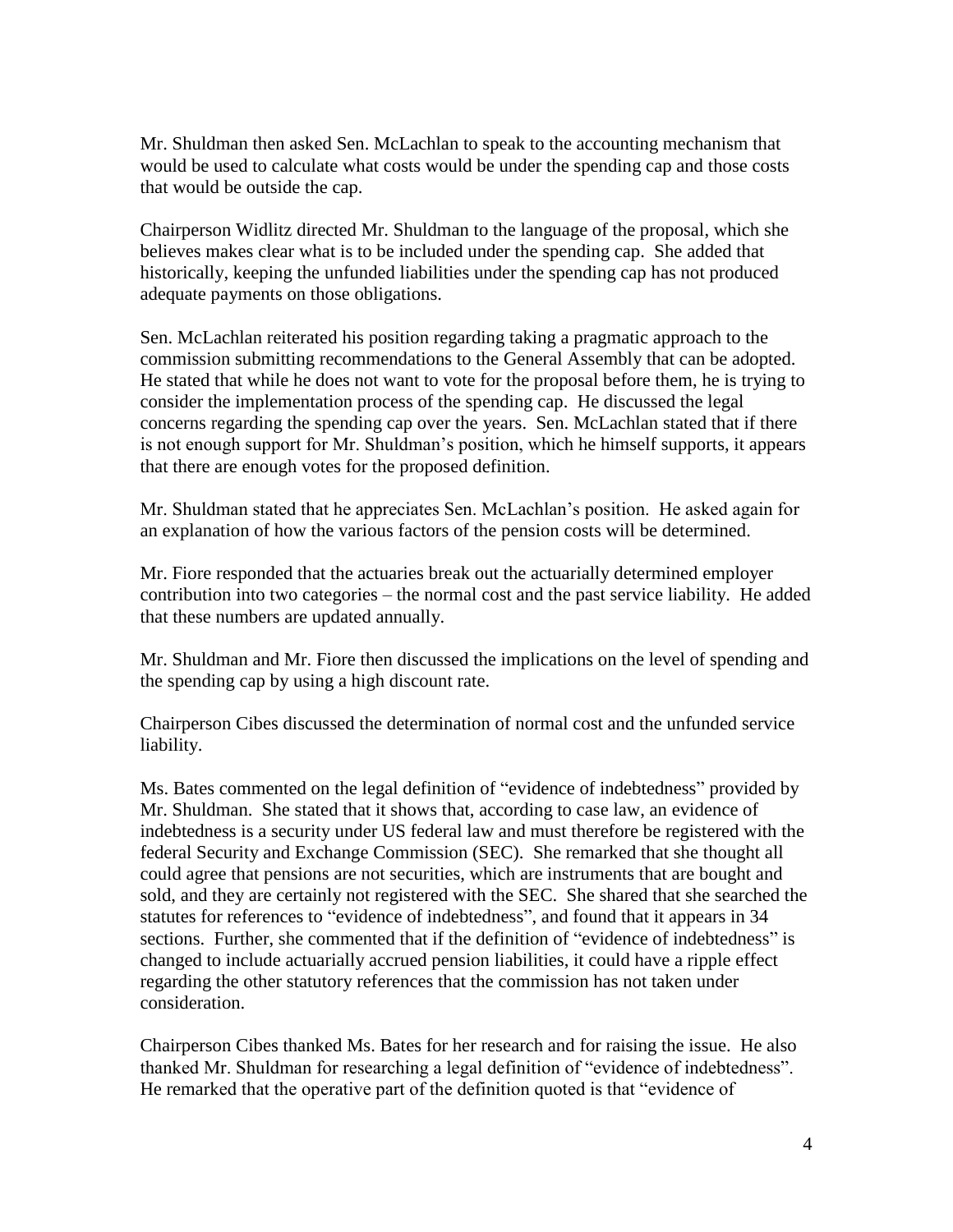Mr. Shuldman then asked Sen. McLachlan to speak to the accounting mechanism that would be used to calculate what costs would be under the spending cap and those costs that would be outside the cap.

Chairperson Widlitz directed Mr. Shuldman to the language of the proposal, which she believes makes clear what is to be included under the spending cap. She added that historically, keeping the unfunded liabilities under the spending cap has not produced adequate payments on those obligations.

Sen. McLachlan reiterated his position regarding taking a pragmatic approach to the commission submitting recommendations to the General Assembly that can be adopted. He stated that while he does not want to vote for the proposal before them, he is trying to consider the implementation process of the spending cap. He discussed the legal concerns regarding the spending cap over the years. Sen. McLachlan stated that if there is not enough support for Mr. Shuldman's position, which he himself supports, it appears that there are enough votes for the proposed definition.

Mr. Shuldman stated that he appreciates Sen. McLachlan's position. He asked again for an explanation of how the various factors of the pension costs will be determined.

Mr. Fiore responded that the actuaries break out the actuarially determined employer contribution into two categories – the normal cost and the past service liability. He added that these numbers are updated annually.

Mr. Shuldman and Mr. Fiore then discussed the implications on the level of spending and the spending cap by using a high discount rate.

Chairperson Cibes discussed the determination of normal cost and the unfunded service liability.

Ms. Bates commented on the legal definition of "evidence of indebtedness" provided by Mr. Shuldman. She stated that it shows that, according to case law, an evidence of indebtedness is a security under US federal law and must therefore be registered with the federal Security and Exchange Commission (SEC). She remarked that she thought all could agree that pensions are not securities, which are instruments that are bought and sold, and they are certainly not registered with the SEC. She shared that she searched the statutes for references to "evidence of indebtedness", and found that it appears in 34 sections. Further, she commented that if the definition of "evidence of indebtedness" is changed to include actuarially accrued pension liabilities, it could have a ripple effect regarding the other statutory references that the commission has not taken under consideration.

Chairperson Cibes thanked Ms. Bates for her research and for raising the issue. He also thanked Mr. Shuldman for researching a legal definition of "evidence of indebtedness". He remarked that the operative part of the definition quoted is that "evidence of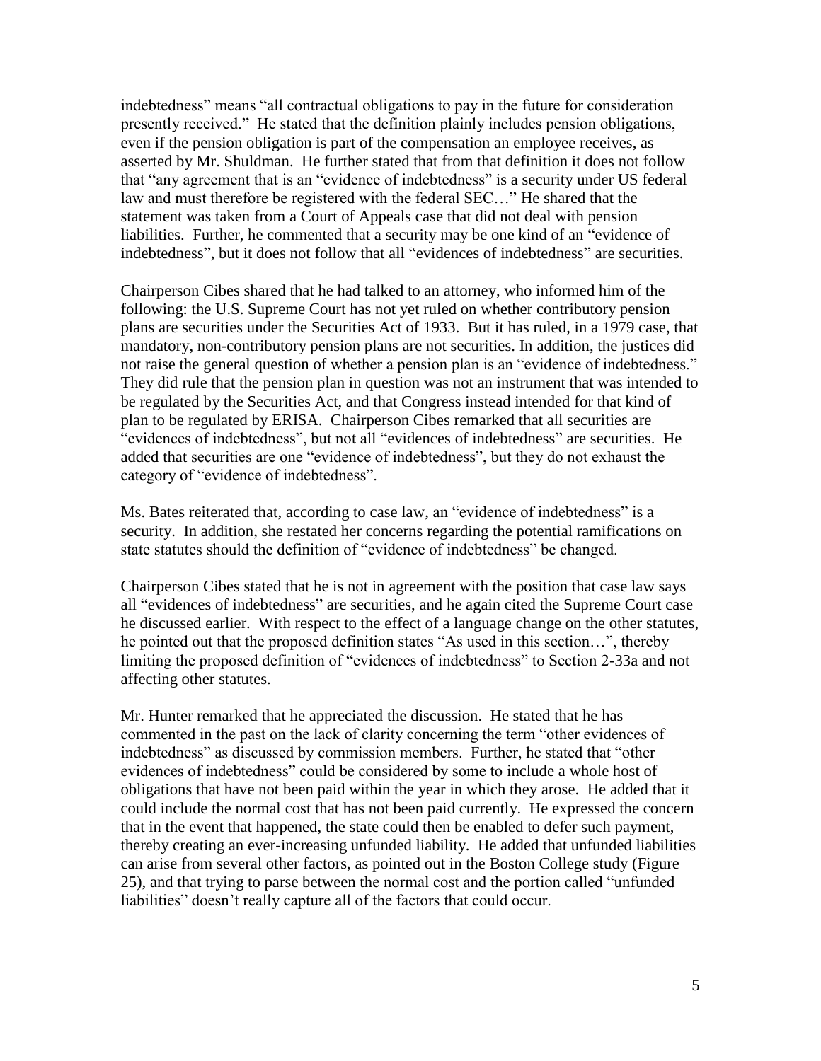indebtedness" means "all contractual obligations to pay in the future for consideration presently received." He stated that the definition plainly includes pension obligations, even if the pension obligation is part of the compensation an employee receives, as asserted by Mr. Shuldman. He further stated that from that definition it does not follow that "any agreement that is an "evidence of indebtedness" is a security under US federal law and must therefore be registered with the federal SEC…" He shared that the statement was taken from a Court of Appeals case that did not deal with pension liabilities. Further, he commented that a security may be one kind of an "evidence of indebtedness", but it does not follow that all "evidences of indebtedness" are securities.

Chairperson Cibes shared that he had talked to an attorney, who informed him of the following: the U.S. Supreme Court has not yet ruled on whether contributory pension plans are securities under the Securities Act of 1933. But it has ruled, in a 1979 case, that mandatory, non-contributory pension plans are not securities. In addition, the justices did not raise the general question of whether a pension plan is an "evidence of indebtedness." They did rule that the pension plan in question was not an instrument that was intended to be regulated by the Securities Act, and that Congress instead intended for that kind of plan to be regulated by ERISA. Chairperson Cibes remarked that all securities are "evidences of indebtedness", but not all "evidences of indebtedness" are securities. He added that securities are one "evidence of indebtedness", but they do not exhaust the category of "evidence of indebtedness".

Ms. Bates reiterated that, according to case law, an "evidence of indebtedness" is a security. In addition, she restated her concerns regarding the potential ramifications on state statutes should the definition of "evidence of indebtedness" be changed.

Chairperson Cibes stated that he is not in agreement with the position that case law says all "evidences of indebtedness" are securities, and he again cited the Supreme Court case he discussed earlier. With respect to the effect of a language change on the other statutes, he pointed out that the proposed definition states "As used in this section…", thereby limiting the proposed definition of "evidences of indebtedness" to Section 2-33a and not affecting other statutes.

Mr. Hunter remarked that he appreciated the discussion. He stated that he has commented in the past on the lack of clarity concerning the term "other evidences of indebtedness" as discussed by commission members. Further, he stated that "other evidences of indebtedness" could be considered by some to include a whole host of obligations that have not been paid within the year in which they arose. He added that it could include the normal cost that has not been paid currently. He expressed the concern that in the event that happened, the state could then be enabled to defer such payment, thereby creating an ever-increasing unfunded liability. He added that unfunded liabilities can arise from several other factors, as pointed out in the Boston College study (Figure 25), and that trying to parse between the normal cost and the portion called "unfunded liabilities" doesn't really capture all of the factors that could occur.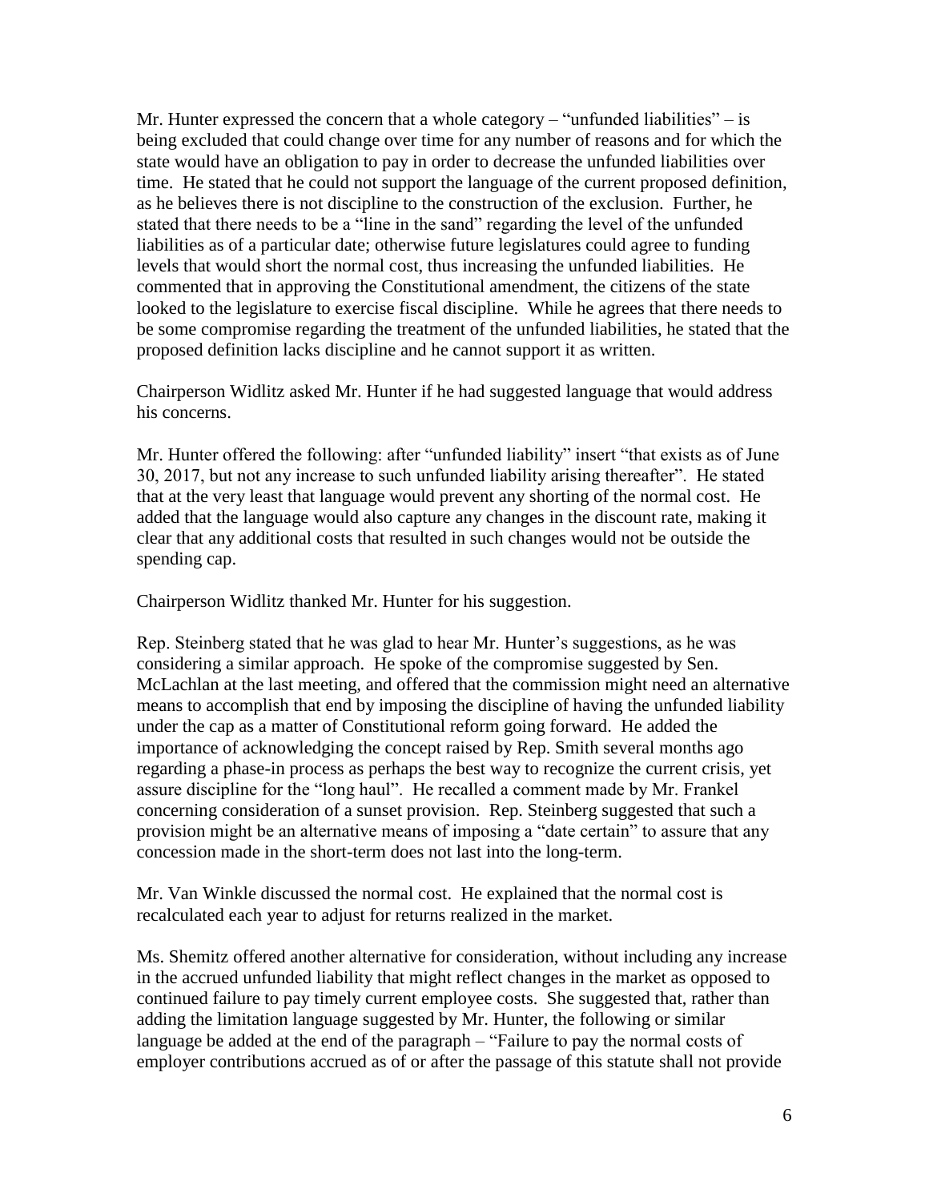Mr. Hunter expressed the concern that a whole category – "unfunded liabilities" – is being excluded that could change over time for any number of reasons and for which the state would have an obligation to pay in order to decrease the unfunded liabilities over time. He stated that he could not support the language of the current proposed definition, as he believes there is not discipline to the construction of the exclusion. Further, he stated that there needs to be a "line in the sand" regarding the level of the unfunded liabilities as of a particular date; otherwise future legislatures could agree to funding levels that would short the normal cost, thus increasing the unfunded liabilities. He commented that in approving the Constitutional amendment, the citizens of the state looked to the legislature to exercise fiscal discipline. While he agrees that there needs to be some compromise regarding the treatment of the unfunded liabilities, he stated that the proposed definition lacks discipline and he cannot support it as written.

Chairperson Widlitz asked Mr. Hunter if he had suggested language that would address his concerns.

Mr. Hunter offered the following: after "unfunded liability" insert "that exists as of June 30, 2017, but not any increase to such unfunded liability arising thereafter". He stated that at the very least that language would prevent any shorting of the normal cost. He added that the language would also capture any changes in the discount rate, making it clear that any additional costs that resulted in such changes would not be outside the spending cap.

Chairperson Widlitz thanked Mr. Hunter for his suggestion.

Rep. Steinberg stated that he was glad to hear Mr. Hunter's suggestions, as he was considering a similar approach. He spoke of the compromise suggested by Sen. McLachlan at the last meeting, and offered that the commission might need an alternative means to accomplish that end by imposing the discipline of having the unfunded liability under the cap as a matter of Constitutional reform going forward. He added the importance of acknowledging the concept raised by Rep. Smith several months ago regarding a phase-in process as perhaps the best way to recognize the current crisis, yet assure discipline for the "long haul". He recalled a comment made by Mr. Frankel concerning consideration of a sunset provision. Rep. Steinberg suggested that such a provision might be an alternative means of imposing a "date certain" to assure that any concession made in the short-term does not last into the long-term.

Mr. Van Winkle discussed the normal cost. He explained that the normal cost is recalculated each year to adjust for returns realized in the market.

Ms. Shemitz offered another alternative for consideration, without including any increase in the accrued unfunded liability that might reflect changes in the market as opposed to continued failure to pay timely current employee costs. She suggested that, rather than adding the limitation language suggested by Mr. Hunter, the following or similar language be added at the end of the paragraph – "Failure to pay the normal costs of employer contributions accrued as of or after the passage of this statute shall not provide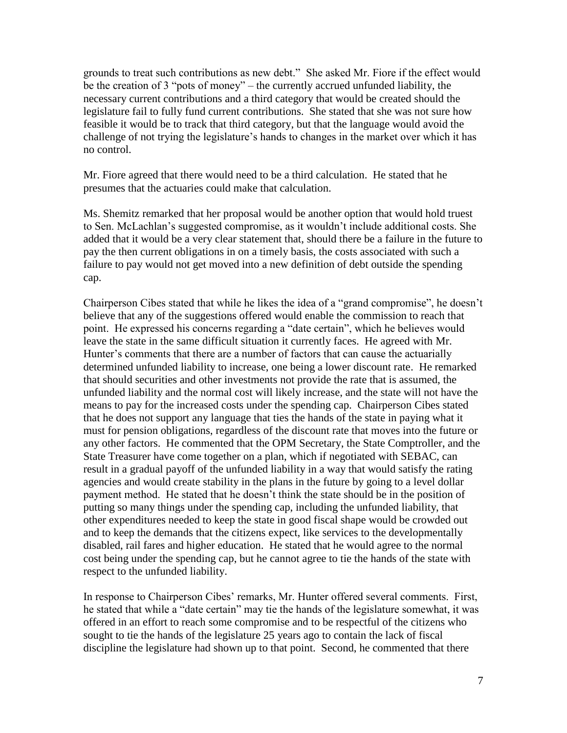grounds to treat such contributions as new debt." She asked Mr. Fiore if the effect would be the creation of 3 "pots of money" – the currently accrued unfunded liability, the necessary current contributions and a third category that would be created should the legislature fail to fully fund current contributions. She stated that she was not sure how feasible it would be to track that third category, but that the language would avoid the challenge of not trying the legislature's hands to changes in the market over which it has no control.

Mr. Fiore agreed that there would need to be a third calculation. He stated that he presumes that the actuaries could make that calculation.

Ms. Shemitz remarked that her proposal would be another option that would hold truest to Sen. McLachlan's suggested compromise, as it wouldn't include additional costs. She added that it would be a very clear statement that, should there be a failure in the future to pay the then current obligations in on a timely basis, the costs associated with such a failure to pay would not get moved into a new definition of debt outside the spending cap.

Chairperson Cibes stated that while he likes the idea of a "grand compromise", he doesn't believe that any of the suggestions offered would enable the commission to reach that point. He expressed his concerns regarding a "date certain", which he believes would leave the state in the same difficult situation it currently faces. He agreed with Mr. Hunter's comments that there are a number of factors that can cause the actuarially determined unfunded liability to increase, one being a lower discount rate. He remarked that should securities and other investments not provide the rate that is assumed, the unfunded liability and the normal cost will likely increase, and the state will not have the means to pay for the increased costs under the spending cap. Chairperson Cibes stated that he does not support any language that ties the hands of the state in paying what it must for pension obligations, regardless of the discount rate that moves into the future or any other factors. He commented that the OPM Secretary, the State Comptroller, and the State Treasurer have come together on a plan, which if negotiated with SEBAC, can result in a gradual payoff of the unfunded liability in a way that would satisfy the rating agencies and would create stability in the plans in the future by going to a level dollar payment method. He stated that he doesn't think the state should be in the position of putting so many things under the spending cap, including the unfunded liability, that other expenditures needed to keep the state in good fiscal shape would be crowded out and to keep the demands that the citizens expect, like services to the developmentally disabled, rail fares and higher education. He stated that he would agree to the normal cost being under the spending cap, but he cannot agree to tie the hands of the state with respect to the unfunded liability.

In response to Chairperson Cibes' remarks, Mr. Hunter offered several comments. First, he stated that while a "date certain" may tie the hands of the legislature somewhat, it was offered in an effort to reach some compromise and to be respectful of the citizens who sought to tie the hands of the legislature 25 years ago to contain the lack of fiscal discipline the legislature had shown up to that point. Second, he commented that there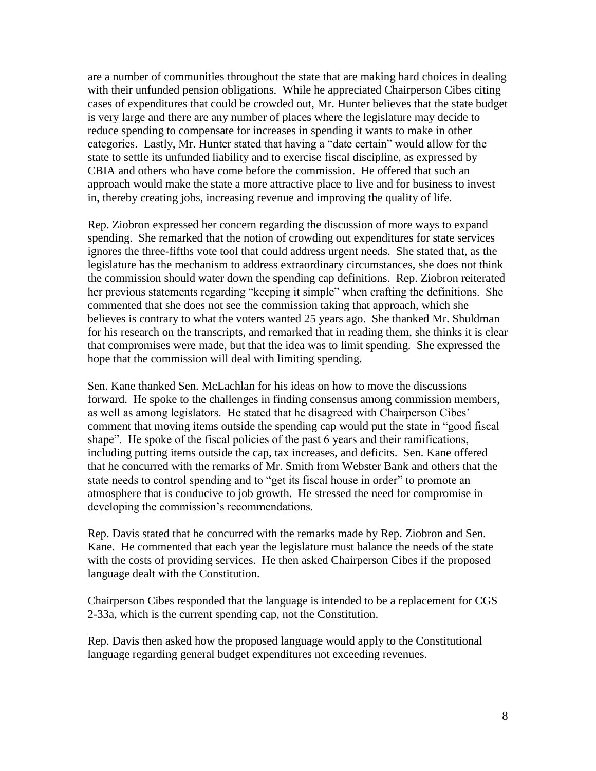are a number of communities throughout the state that are making hard choices in dealing with their unfunded pension obligations. While he appreciated Chairperson Cibes citing cases of expenditures that could be crowded out, Mr. Hunter believes that the state budget is very large and there are any number of places where the legislature may decide to reduce spending to compensate for increases in spending it wants to make in other categories. Lastly, Mr. Hunter stated that having a "date certain" would allow for the state to settle its unfunded liability and to exercise fiscal discipline, as expressed by CBIA and others who have come before the commission. He offered that such an approach would make the state a more attractive place to live and for business to invest in, thereby creating jobs, increasing revenue and improving the quality of life.

Rep. Ziobron expressed her concern regarding the discussion of more ways to expand spending. She remarked that the notion of crowding out expenditures for state services ignores the three-fifths vote tool that could address urgent needs. She stated that, as the legislature has the mechanism to address extraordinary circumstances, she does not think the commission should water down the spending cap definitions. Rep. Ziobron reiterated her previous statements regarding "keeping it simple" when crafting the definitions. She commented that she does not see the commission taking that approach, which she believes is contrary to what the voters wanted 25 years ago. She thanked Mr. Shuldman for his research on the transcripts, and remarked that in reading them, she thinks it is clear that compromises were made, but that the idea was to limit spending. She expressed the hope that the commission will deal with limiting spending.

Sen. Kane thanked Sen. McLachlan for his ideas on how to move the discussions forward. He spoke to the challenges in finding consensus among commission members, as well as among legislators. He stated that he disagreed with Chairperson Cibes' comment that moving items outside the spending cap would put the state in "good fiscal shape". He spoke of the fiscal policies of the past 6 years and their ramifications, including putting items outside the cap, tax increases, and deficits. Sen. Kane offered that he concurred with the remarks of Mr. Smith from Webster Bank and others that the state needs to control spending and to "get its fiscal house in order" to promote an atmosphere that is conducive to job growth. He stressed the need for compromise in developing the commission's recommendations.

Rep. Davis stated that he concurred with the remarks made by Rep. Ziobron and Sen. Kane. He commented that each year the legislature must balance the needs of the state with the costs of providing services. He then asked Chairperson Cibes if the proposed language dealt with the Constitution.

Chairperson Cibes responded that the language is intended to be a replacement for CGS 2-33a, which is the current spending cap, not the Constitution.

Rep. Davis then asked how the proposed language would apply to the Constitutional language regarding general budget expenditures not exceeding revenues.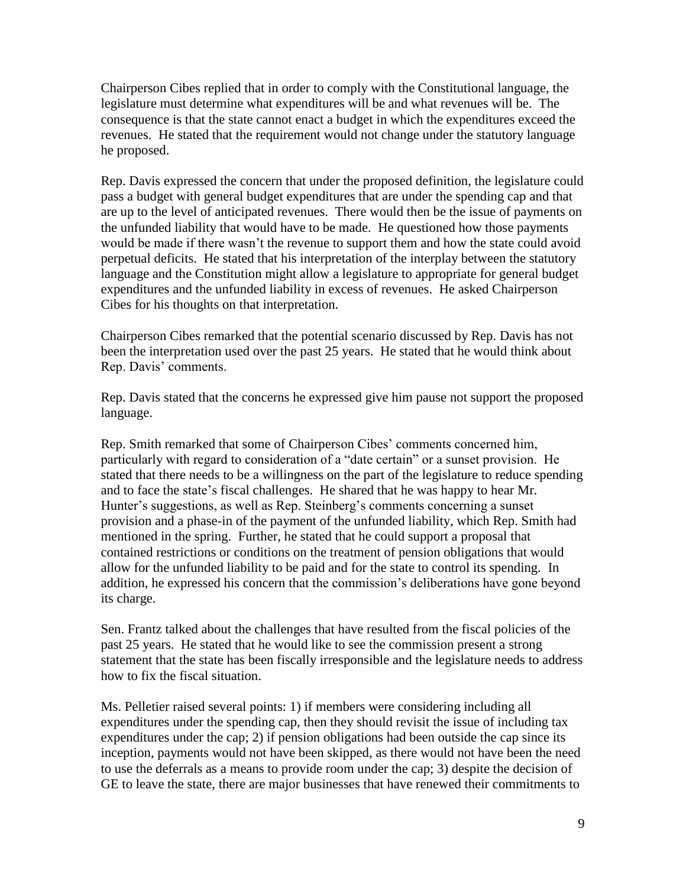Chairperson Cibes replied that in order to comply with the Constitutional language, the legislature must determine what expenditures will be and what revenues will be. The consequence is that the state cannot enact a budget in which the expenditures exceed the revenues. He stated that the requirement would not change under the statutory language he proposed.

Rep. Davis expressed the concern that under the proposed definition, the legislature could pass a budget with general budget expenditures that are under the spending cap and that are up to the level of anticipated revenues. There would then be the issue of payments on the unfunded liability that would have to be made. He questioned how those payments would be made if there wasn't the revenue to support them and how the state could avoid perpetual deficits. He stated that his interpretation of the interplay between the statutory language and the Constitution might allow a legislature to appropriate for general budget expenditures and the unfunded liability in excess of revenues. He asked Chairperson Cibes for his thoughts on that interpretation.

Chairperson Cibes remarked that the potential scenario discussed by Rep. Davis has not been the interpretation used over the past 25 years. He stated that he would think about Rep. Davis' comments.

Rep. Davis stated that the concerns he expressed give him pause not support the proposed language.

Rep. Smith remarked that some of Chairperson Cibes' comments concerned him, particularly with regard to consideration of a "date certain" or a sunset provision. He stated that there needs to be a willingness on the part of the legislature to reduce spending and to face the state's fiscal challenges. He shared that he was happy to hear Mr. Hunter's suggestions, as well as Rep. Steinberg's comments concerning a sunset provision and a phase-in of the payment of the unfunded liability, which Rep. Smith had mentioned in the spring. Further, he stated that he could support a proposal that contained restrictions or conditions on the treatment of pension obligations that would allow for the unfunded liability to be paid and for the state to control its spending. In addition, he expressed his concern that the commission's deliberations have gone beyond its charge.

Sen. Frantz talked about the challenges that have resulted from the fiscal policies of the past 25 years. He stated that he would like to see the commission present a strong statement that the state has been fiscally irresponsible and the legislature needs to address how to fix the fiscal situation.

Ms. Pelletier raised several points: 1) if members were considering including all expenditures under the spending cap, then they should revisit the issue of including tax expenditures under the cap; 2) if pension obligations had been outside the cap since its inception, payments would not have been skipped, as there would not have been the need to use the deferrals as a means to provide room under the cap; 3) despite the decision of GE to leave the state, there are major businesses that have renewed their commitments to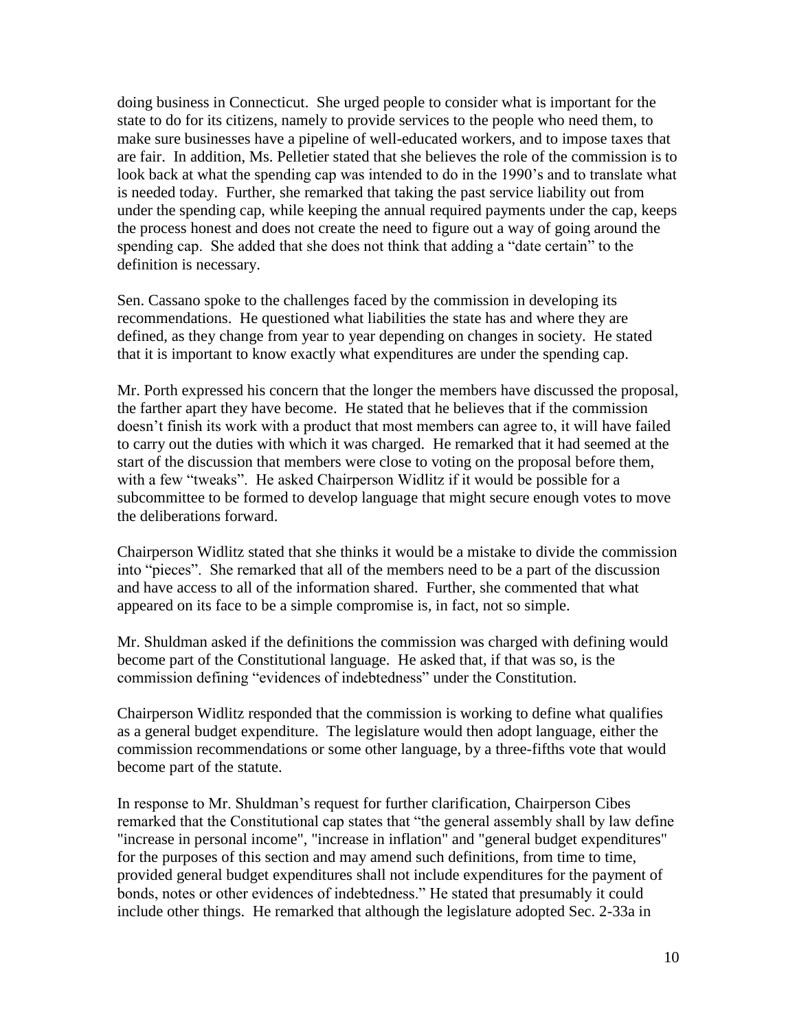doing business in Connecticut. She urged people to consider what is important for the state to do for its citizens, namely to provide services to the people who need them, to make sure businesses have a pipeline of well-educated workers, and to impose taxes that are fair. In addition, Ms. Pelletier stated that she believes the role of the commission is to look back at what the spending cap was intended to do in the 1990's and to translate what is needed today. Further, she remarked that taking the past service liability out from under the spending cap, while keeping the annual required payments under the cap, keeps the process honest and does not create the need to figure out a way of going around the spending cap. She added that she does not think that adding a "date certain" to the definition is necessary.

Sen. Cassano spoke to the challenges faced by the commission in developing its recommendations. He questioned what liabilities the state has and where they are defined, as they change from year to year depending on changes in society. He stated that it is important to know exactly what expenditures are under the spending cap.

Mr. Porth expressed his concern that the longer the members have discussed the proposal, the farther apart they have become. He stated that he believes that if the commission doesn't finish its work with a product that most members can agree to, it will have failed to carry out the duties with which it was charged. He remarked that it had seemed at the start of the discussion that members were close to voting on the proposal before them, with a few "tweaks". He asked Chairperson Widlitz if it would be possible for a subcommittee to be formed to develop language that might secure enough votes to move the deliberations forward.

Chairperson Widlitz stated that she thinks it would be a mistake to divide the commission into "pieces". She remarked that all of the members need to be a part of the discussion and have access to all of the information shared. Further, she commented that what appeared on its face to be a simple compromise is, in fact, not so simple.

Mr. Shuldman asked if the definitions the commission was charged with defining would become part of the Constitutional language. He asked that, if that was so, is the commission defining "evidences of indebtedness" under the Constitution.

Chairperson Widlitz responded that the commission is working to define what qualifies as a general budget expenditure. The legislature would then adopt language, either the commission recommendations or some other language, by a three-fifths vote that would become part of the statute.

In response to Mr. Shuldman's request for further clarification, Chairperson Cibes remarked that the Constitutional cap states that "the general assembly shall by law define "increase in personal income", "increase in inflation" and "general budget expenditures" for the purposes of this section and may amend such definitions, from time to time, provided general budget expenditures shall not include expenditures for the payment of bonds, notes or other evidences of indebtedness." He stated that presumably it could include other things. He remarked that although the legislature adopted Sec. 2-33a in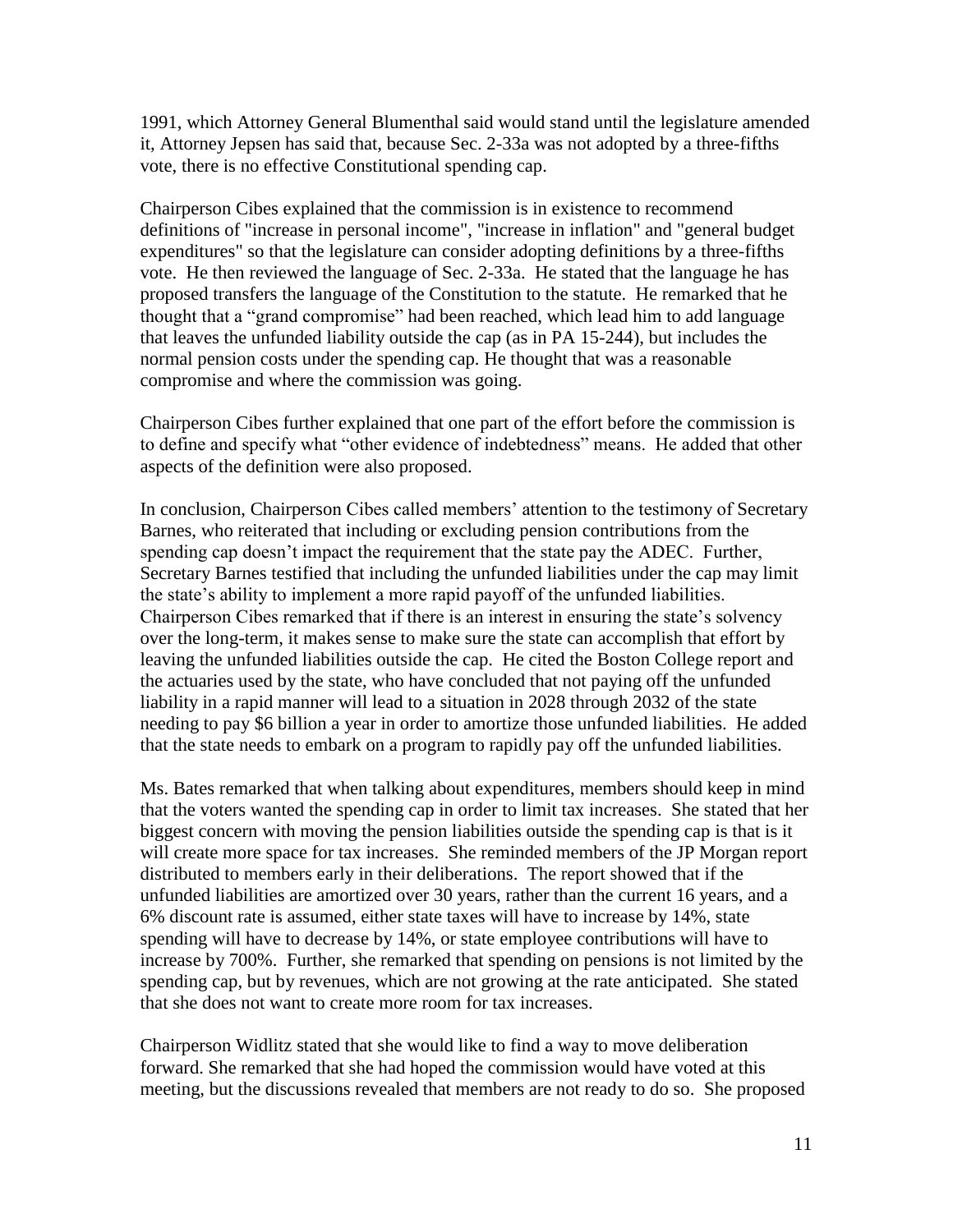1991, which Attorney General Blumenthal said would stand until the legislature amended it, Attorney Jepsen has said that, because Sec. 2-33a was not adopted by a three-fifths vote, there is no effective Constitutional spending cap.

Chairperson Cibes explained that the commission is in existence to recommend definitions of "increase in personal income", "increase in inflation" and "general budget expenditures" so that the legislature can consider adopting definitions by a three-fifths vote. He then reviewed the language of Sec. 2-33a. He stated that the language he has proposed transfers the language of the Constitution to the statute. He remarked that he thought that a “grand compromise” had been reached, which lead him to add language that leaves the unfunded liability outside the cap (as in PA 15-244), but includes the normal pension costs under the spending cap. He thought that was a reasonable compromise and where the commission was going.

Chairperson Cibes further explained that one part of the effort before the commission is to define and specify what “other evidence of indebtedness” means. He added that other aspects of the definition were also proposed.

In conclusion, Chairperson Cibes called members’ attention to the testimony of Secretary Barnes, who reiterated that including or excluding pension contributions from the spending cap doesn’t impact the requirement that the state pay the ADEC. Further, Secretary Barnes testified that including the unfunded liabilities under the cap may limit the state’s ability to implement a more rapid payoff of the unfunded liabilities. Chairperson Cibes remarked that if there is an interest in ensuring the state’s solvency over the long-term, it makes sense to make sure the state can accomplish that effort by leaving the unfunded liabilities outside the cap. He cited the Boston College report and the actuaries used by the state, who have concluded that not paying off the unfunded liability in a rapid manner will lead to a situation in 2028 through 2032 of the state needing to pay $6 billion a year in order to amortize those unfunded liabilities. He added that the state needs to embark on a program to rapidly pay off the unfunded liabilities.

Ms. Bates remarked that when talking about expenditures, members should keep in mind that the voters wanted the spending cap in order to limit tax increases. She stated that her biggest concern with moving the pension liabilities outside the spending cap is that is it will create more space for tax increases. She reminded members of the JP Morgan report distributed to members early in their deliberations. The report showed that if the unfunded liabilities are amortized over 30 years, rather than the current 16 years, and a 6% discount rate is assumed, either state taxes will have to increase by 14%, state spending will have to decrease by 14%, or state employee contributions will have to increase by 700%. Further, she remarked that spending on pensions is not limited by the spending cap, but by revenues, which are not growing at the rate anticipated. She stated that she does not want to create more room for tax increases.

Chairperson Widlitz stated that she would like to find a way to move deliberation forward. She remarked that she had hoped the commission would have voted at this meeting, but the discussions revealed that members are not ready to do so. She proposed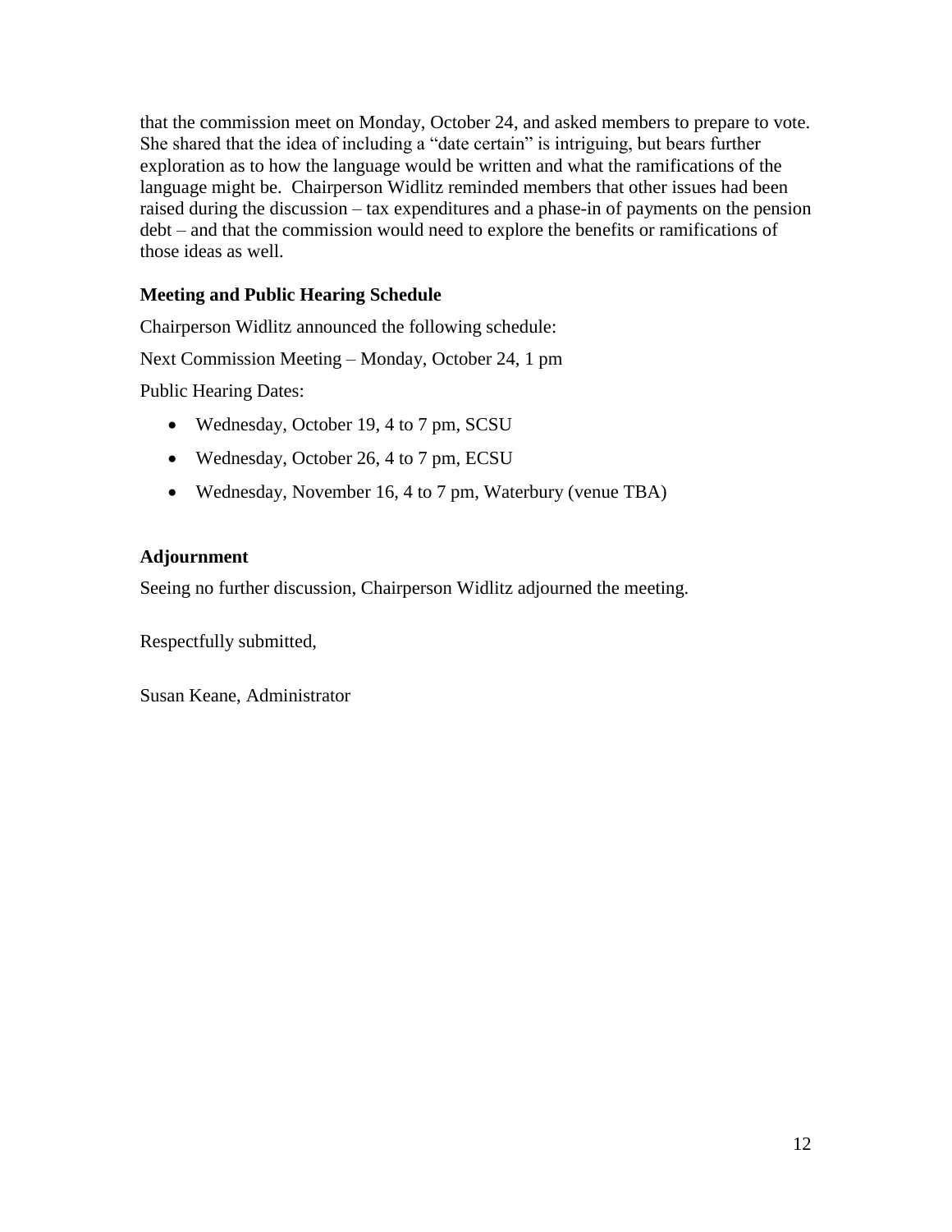that the commission meet on Monday, October 24, and asked members to prepare to vote. She shared that the idea of including a "date certain" is intriguing, but bears further exploration as to how the language would be written and what the ramifications of the language might be. Chairperson Widlitz reminded members that other issues had been raised during the discussion – tax expenditures and a phase-in of payments on the pension debt – and that the commission would need to explore the benefits or ramifications of those ideas as well.

**Meeting and Public Hearing Schedule**

Chairperson Widlitz announced the following schedule:

Next Commission Meeting – Monday, October 24, 1 pm

Public Hearing Dates:

- Wednesday, October 19, 4 to 7 pm, SCSU
- Wednesday, October 26, 4 to 7 pm, ECSU
- Wednesday, November 16, 4 to 7 pm, Waterbury (venue TBA)

**Adjournment**

Seeing no further discussion, Chairperson Widlitz adjourned the meeting.

Respectfully submitted,

Susan Keane, Administrator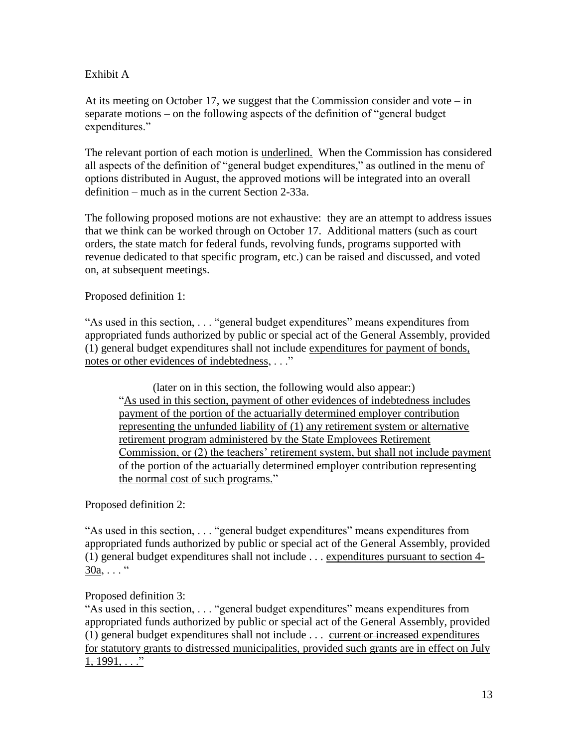Exhibit A

At its meeting on October 17, we suggest that the Commission consider and vote – in separate motions – on the following aspects of the definition of "general budget expenditures."

The relevant portion of each motion is <u>underlined.</u> When the Commission has considered all aspects of the definition of "general budget expenditures," as outlined in the menu of options distributed in August, the approved motions will be integrated into an overall definition – much as in the current Section 2-33a.

The following proposed motions are not exhaustive: they are an attempt to address issues that we think can be worked through on October 17. Additional matters (such as court orders, the state match for federal funds, revolving funds, programs supported with revenue dedicated to that specific program, etc.) can be raised and discussed, and voted on, at subsequent meetings.

Proposed definition 1:

"As used in this section, . . . "general budget expenditures" means expenditures from appropriated funds authorized by public or special act of the General Assembly, provided (1) general budget expenditures shall not include <u>expenditures for payment of bonds, notes or other evidences of indebtedness</u>, . . ."

> (later on in this section, the following would also appear:)
> "<u>As used in this section, payment of other evidences of indebtedness includes payment of the portion of the actuarially determined employer contribution representing the unfunded liability of (1) any retirement system or alternative retirement program administered by the State Employees Retirement Commission, or (2) the teachers' retirement system, but shall not include payment of the portion of the actuarially determined employer contribution representing the normal cost of such programs.</u>"

Proposed definition 2:

"As used in this section, . . . "general budget expenditures" means expenditures from appropriated funds authorized by public or special act of the General Assembly, provided (1) general budget expenditures shall not include . . . <u>expenditures pursuant to section 4-30a</u>, . . . "

Proposed definition 3:

"As used in this section, . . . "general budget expenditures" means expenditures from appropriated funds authorized by public or special act of the General Assembly, provided (1) general budget expenditures shall not include . . . ~~current or increased~~ <u>expenditures for statutory grants to distressed municipalities,</u> ~~provided such grants are in effect on July 1, 1991~~, . . ."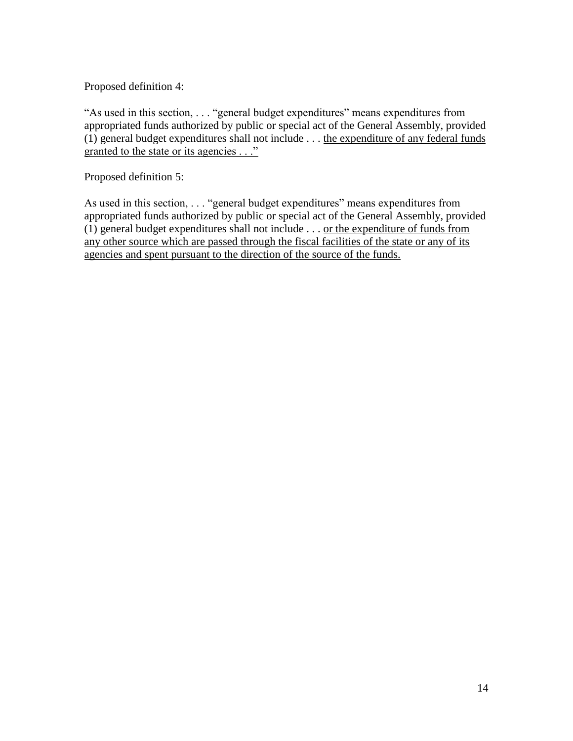Proposed definition 4:

"As used in this section, . . . "general budget expenditures" means expenditures from appropriated funds authorized by public or special act of the General Assembly, provided (1) general budget expenditures shall not include . . . <u>the expenditure of any federal funds granted to the state or its agencies . . ."</u>

Proposed definition 5:

As used in this section, . . . "general budget expenditures" means expenditures from appropriated funds authorized by public or special act of the General Assembly, provided (1) general budget expenditures shall not include . . . <u>or the expenditure of funds from any other source which are passed through the fiscal facilities of the state or any of its agencies and spent pursuant to the direction of the source of the funds.</u>